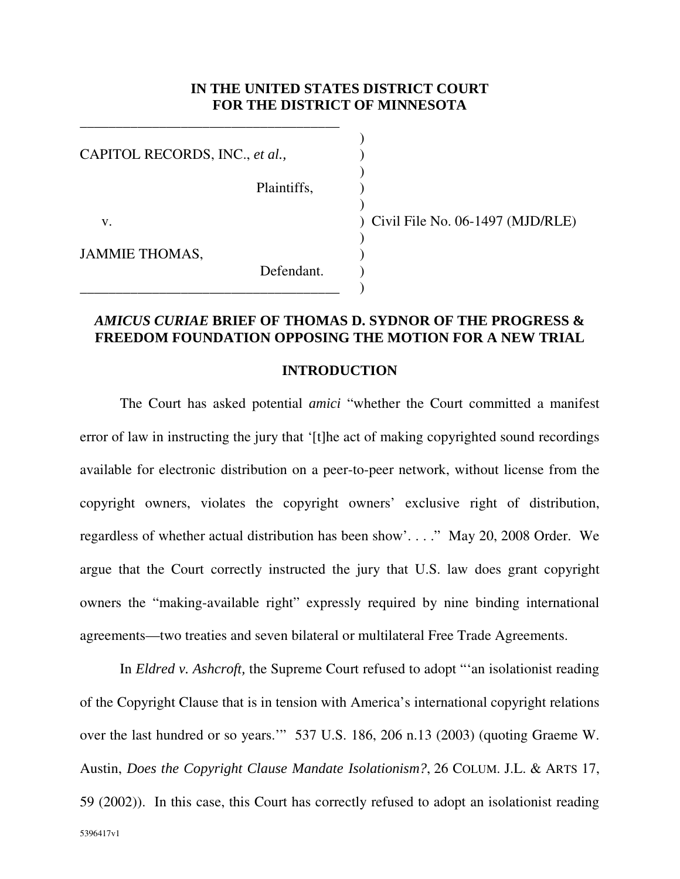**IN THE UNITED STATES DISTRICT COURT**
**FOR THE DISTRICT OF MINNESOTA**

| | |
|---|---|
| CAPITOL RECORDS, INC., *et al.*, Plaintiffs, | |
| v. | Civil File No. 06-1497 (MJD/RLE) |
| JAMMIE THOMAS, Defendant. | |

## *AMICUS CURIAE* BRIEF OF THOMAS D. SYDNOR OF THE PROGRESS & FREEDOM FOUNDATION OPPOSING THE MOTION FOR A NEW TRIAL

### INTRODUCTION

The Court has asked potential *amici* "whether the Court committed a manifest error of law in instructing the jury that '[t]he act of making copyrighted sound recordings available for electronic distribution on a peer-to-peer network, without license from the copyright owners, violates the copyright owners' exclusive right of distribution, regardless of whether actual distribution has been show'. . . ." May 20, 2008 Order. We argue that the Court correctly instructed the jury that U.S. law does grant copyright owners the "making-available right" expressly required by nine binding international agreements—two treaties and seven bilateral or multilateral Free Trade Agreements.

In *Eldred v. Ashcroft,* the Supreme Court refused to adopt "'an isolationist reading of the Copyright Clause that is in tension with America's international copyright relations over the last hundred or so years.'" 537 U.S. 186, 206 n.13 (2003) (quoting Graeme W. Austin, *Does the Copyright Clause Mandate Isolationism?*, 26 COLUM. J.L. & ARTS 17, 59 (2002)). In this case, this Court has correctly refused to adopt an isolationist reading

5396417v1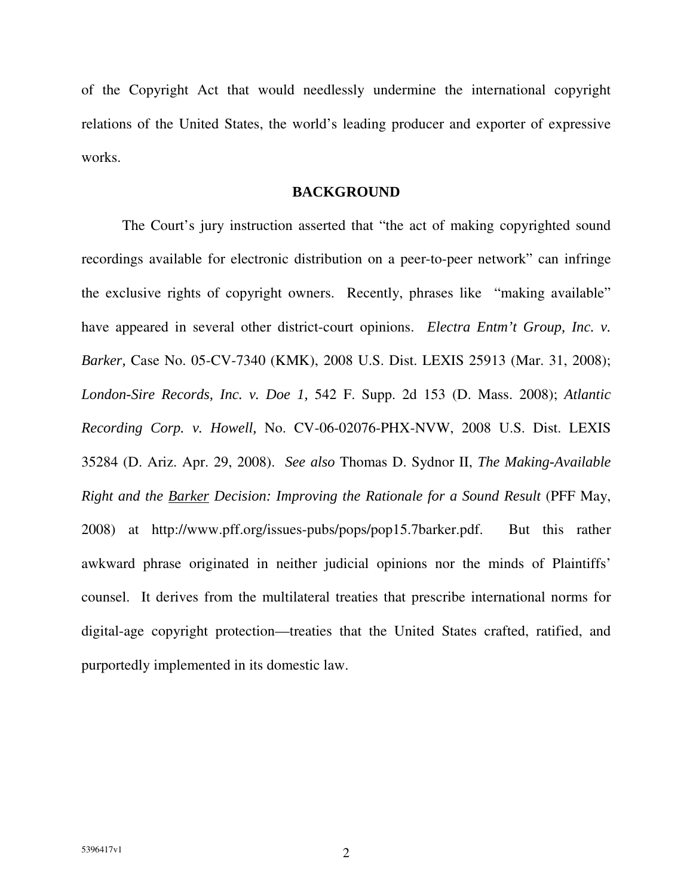of the Copyright Act that would needlessly undermine the international copyright relations of the United States, the world's leading producer and exporter of expressive works.

## BACKGROUND

The Court's jury instruction asserted that "the act of making copyrighted sound recordings available for electronic distribution on a peer-to-peer network" can infringe the exclusive rights of copyright owners. Recently, phrases like "making available" have appeared in several other district-court opinions. *Electra Entm't Group, Inc. v. Barker,* Case No. 05-CV-7340 (KMK), 2008 U.S. Dist. LEXIS 25913 (Mar. 31, 2008); *London-Sire Records, Inc. v. Doe 1,* 542 F. Supp. 2d 153 (D. Mass. 2008); *Atlantic Recording Corp. v. Howell,* No. CV-06-02076-PHX-NVW, 2008 U.S. Dist. LEXIS 35284 (D. Ariz. Apr. 29, 2008). *See also* Thomas D. Sydnor II, *The Making-Available Right and the Barker Decision: Improving the Rationale for a Sound Result* (PFF May, 2008) at http://www.pff.org/issues-pubs/pops/pop15.7barker.pdf. But this rather awkward phrase originated in neither judicial opinions nor the minds of Plaintiffs' counsel. It derives from the multilateral treaties that prescribe international norms for digital-age copyright protection—treaties that the United States crafted, ratified, and purportedly implemented in its domestic law.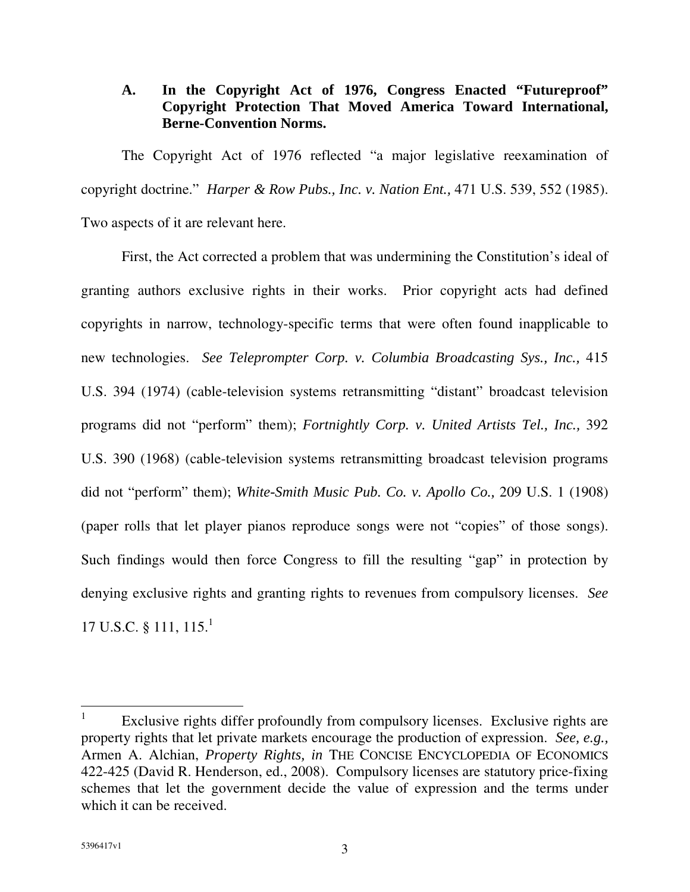### A. In the Copyright Act of 1976, Congress Enacted "Futureproof" Copyright Protection That Moved America Toward International, Berne-Convention Norms.

The Copyright Act of 1976 reflected "a major legislative reexamination of copyright doctrine." *Harper & Row Pubs., Inc. v. Nation Ent.,* 471 U.S. 539, 552 (1985). Two aspects of it are relevant here.

First, the Act corrected a problem that was undermining the Constitution's ideal of granting authors exclusive rights in their works. Prior copyright acts had defined copyrights in narrow, technology-specific terms that were often found inapplicable to new technologies. *See Teleprompter Corp. v. Columbia Broadcasting Sys., Inc.,* 415 U.S. 394 (1974) (cable-television systems retransmitting "distant" broadcast television programs did not "perform" them); *Fortnightly Corp. v. United Artists Tel., Inc.,* 392 U.S. 390 (1968) (cable-television systems retransmitting broadcast television programs did not "perform" them); *White-Smith Music Pub. Co. v. Apollo Co.,* 209 U.S. 1 (1908) (paper rolls that let player pianos reproduce songs were not "copies" of those songs). Such findings would then force Congress to fill the resulting "gap" in protection by denying exclusive rights and granting rights to revenues from compulsory licenses. *See* 17 U.S.C. § 111, 115.[1]

---

[1] Exclusive rights differ profoundly from compulsory licenses. Exclusive rights are property rights that let private markets encourage the production of expression. *See, e.g.,* Armen A. Alchian, *Property Rights, in* THE CONCISE ENCYCLOPEDIA OF ECONOMICS 422-425 (David R. Henderson, ed., 2008). Compulsory licenses are statutory price-fixing schemes that let the government decide the value of expression and the terms under which it can be received.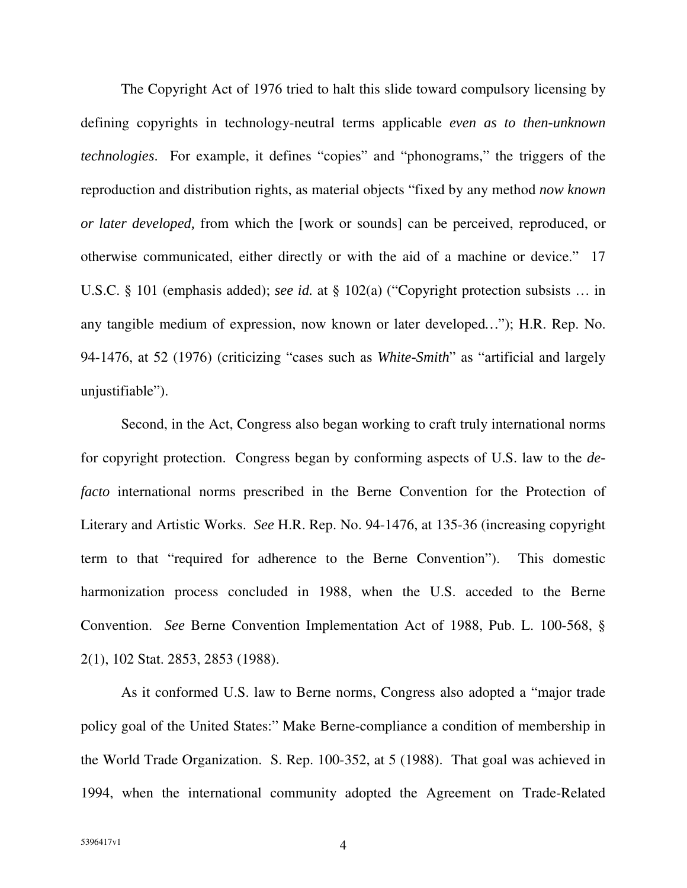The Copyright Act of 1976 tried to halt this slide toward compulsory licensing by defining copyrights in technology-neutral terms applicable *even as to then-unknown technologies*. For example, it defines "copies" and "phonograms," the triggers of the reproduction and distribution rights, as material objects "fixed by any method *now known or later developed,* from which the [work or sounds] can be perceived, reproduced, or otherwise communicated, either directly or with the aid of a machine or device." 17 U.S.C. § 101 (emphasis added); *see id.* at § 102(a) ("Copyright protection subsists … in any tangible medium of expression, now known or later developed…"); H.R. Rep. No. 94-1476, at 52 (1976) (criticizing "cases such as *White-Smith*" as "artificial and largely unjustifiable").

Second, in the Act, Congress also began working to craft truly international norms for copyright protection. Congress began by conforming aspects of U.S. law to the *de-facto* international norms prescribed in the Berne Convention for the Protection of Literary and Artistic Works. *See* H.R. Rep. No. 94-1476, at 135-36 (increasing copyright term to that "required for adherence to the Berne Convention"). This domestic harmonization process concluded in 1988, when the U.S. acceded to the Berne Convention. *See* Berne Convention Implementation Act of 1988, Pub. L. 100-568, § 2(1), 102 Stat. 2853, 2853 (1988).

As it conformed U.S. law to Berne norms, Congress also adopted a "major trade policy goal of the United States:" Make Berne-compliance a condition of membership in the World Trade Organization. S. Rep. 100-352, at 5 (1988). That goal was achieved in 1994, when the international community adopted the Agreement on Trade-Related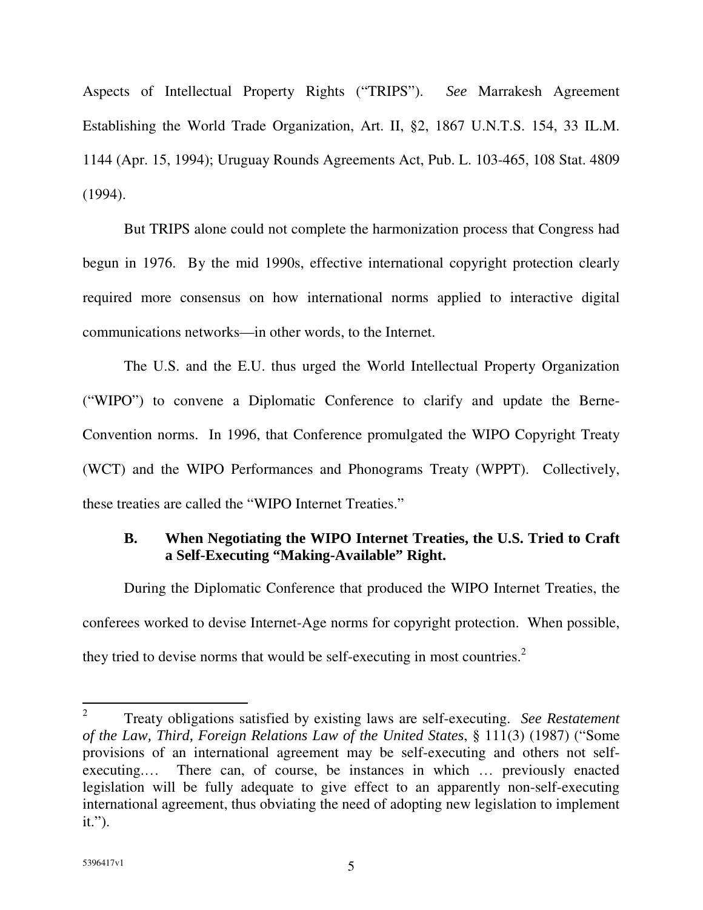Aspects of Intellectual Property Rights ("TRIPS"). *See* Marrakesh Agreement Establishing the World Trade Organization, Art. II, §2, 1867 U.N.T.S. 154, 33 IL.M. 1144 (Apr. 15, 1994); Uruguay Rounds Agreements Act, Pub. L. 103-465, 108 Stat. 4809 (1994).

But TRIPS alone could not complete the harmonization process that Congress had begun in 1976. By the mid 1990s, effective international copyright protection clearly required more consensus on how international norms applied to interactive digital communications networks—in other words, to the Internet.

The U.S. and the E.U. thus urged the World Intellectual Property Organization ("WIPO") to convene a Diplomatic Conference to clarify and update the Berne-Convention norms. In 1996, that Conference promulgated the WIPO Copyright Treaty (WCT) and the WIPO Performances and Phonograms Treaty (WPPT). Collectively, these treaties are called the "WIPO Internet Treaties."

### B. When Negotiating the WIPO Internet Treaties, the U.S. Tried to Craft a Self-Executing "Making-Available" Right.

During the Diplomatic Conference that produced the WIPO Internet Treaties, the conferees worked to devise Internet-Age norms for copyright protection. When possible, they tried to devise norms that would be self-executing in most countries.[2]

---

[2] Treaty obligations satisfied by existing laws are self-executing. *See Restatement of the Law, Third, Foreign Relations Law of the United States*, § 111(3) (1987) ("Some provisions of an international agreement may be self-executing and others not self-executing.… There can, of course, be instances in which … previously enacted legislation will be fully adequate to give effect to an apparently non-self-executing international agreement, thus obviating the need of adopting new legislation to implement it.").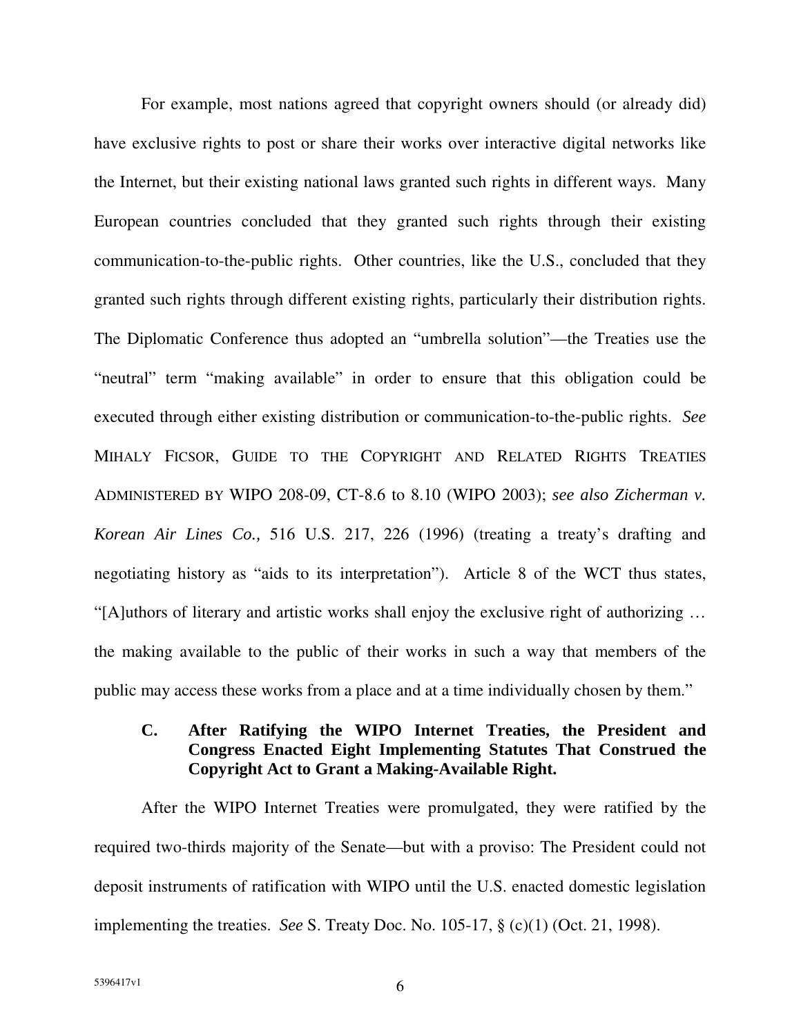For example, most nations agreed that copyright owners should (or already did) have exclusive rights to post or share their works over interactive digital networks like the Internet, but their existing national laws granted such rights in different ways. Many European countries concluded that they granted such rights through their existing communication-to-the-public rights. Other countries, like the U.S., concluded that they granted such rights through different existing rights, particularly their distribution rights. The Diplomatic Conference thus adopted an "umbrella solution"—the Treaties use the "neutral" term "making available" in order to ensure that this obligation could be executed through either existing distribution or communication-to-the-public rights. *See* MIHALY FICSOR, GUIDE TO THE COPYRIGHT AND RELATED RIGHTS TREATIES ADMINISTERED BY WIPO 208-09, CT-8.6 to 8.10 (WIPO 2003); *see also Zicherman v. Korean Air Lines Co.,* 516 U.S. 217, 226 (1996) (treating a treaty's drafting and negotiating history as "aids to its interpretation"). Article 8 of the WCT thus states, "[A]uthors of literary and artistic works shall enjoy the exclusive right of authorizing … the making available to the public of their works in such a way that members of the public may access these works from a place and at a time individually chosen by them."

### C. After Ratifying the WIPO Internet Treaties, the President and Congress Enacted Eight Implementing Statutes That Construed the Copyright Act to Grant a Making-Available Right.

After the WIPO Internet Treaties were promulgated, they were ratified by the required two-thirds majority of the Senate—but with a proviso: The President could not deposit instruments of ratification with WIPO until the U.S. enacted domestic legislation implementing the treaties. *See* S. Treaty Doc. No. 105-17, § (c)(1) (Oct. 21, 1998).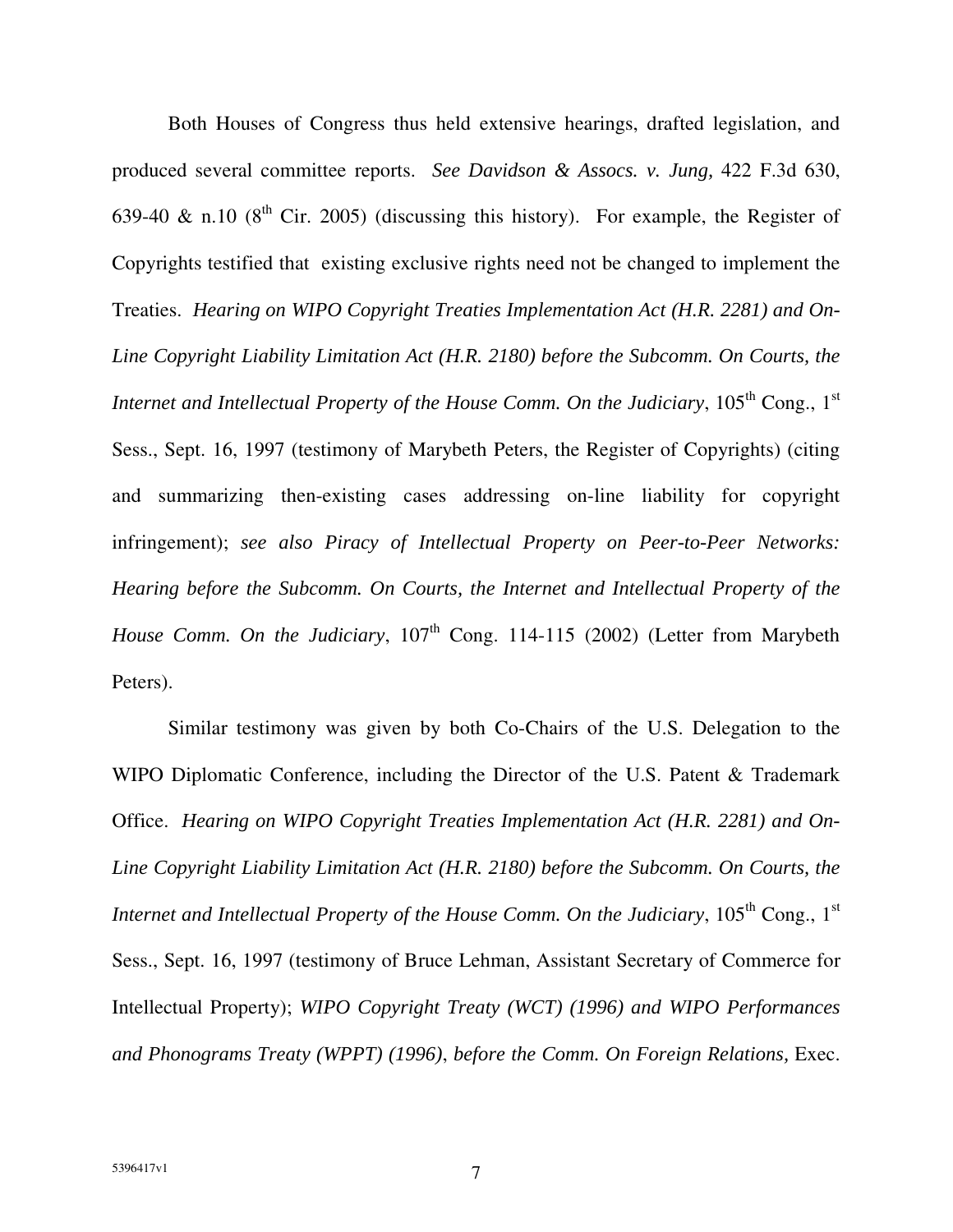Both Houses of Congress thus held extensive hearings, drafted legislation, and produced several committee reports. *See Davidson & Assocs. v. Jung,* 422 F.3d 630, 639-40 & n.10 (8th Cir. 2005) (discussing this history). For example, the Register of Copyrights testified that existing exclusive rights need not be changed to implement the Treaties. *Hearing on WIPO Copyright Treaties Implementation Act (H.R. 2281) and On-Line Copyright Liability Limitation Act (H.R. 2180) before the Subcomm. On Courts, the Internet and Intellectual Property of the House Comm. On the Judiciary*, 105th Cong., 1st Sess., Sept. 16, 1997 (testimony of Marybeth Peters, the Register of Copyrights) (citing and summarizing then-existing cases addressing on-line liability for copyright infringement); *see also Piracy of Intellectual Property on Peer-to-Peer Networks: Hearing before the Subcomm. On Courts, the Internet and Intellectual Property of the House Comm. On the Judiciary*, 107th Cong. 114-115 (2002) (Letter from Marybeth Peters).

Similar testimony was given by both Co-Chairs of the U.S. Delegation to the WIPO Diplomatic Conference, including the Director of the U.S. Patent & Trademark Office. *Hearing on WIPO Copyright Treaties Implementation Act (H.R. 2281) and On-Line Copyright Liability Limitation Act (H.R. 2180) before the Subcomm. On Courts, the Internet and Intellectual Property of the House Comm. On the Judiciary*, 105th Cong., 1st Sess., Sept. 16, 1997 (testimony of Bruce Lehman, Assistant Secretary of Commerce for Intellectual Property); *WIPO Copyright Treaty (WCT) (1996) and WIPO Performances and Phonograms Treaty (WPPT) (1996)*, *before the Comm. On Foreign Relations,* Exec.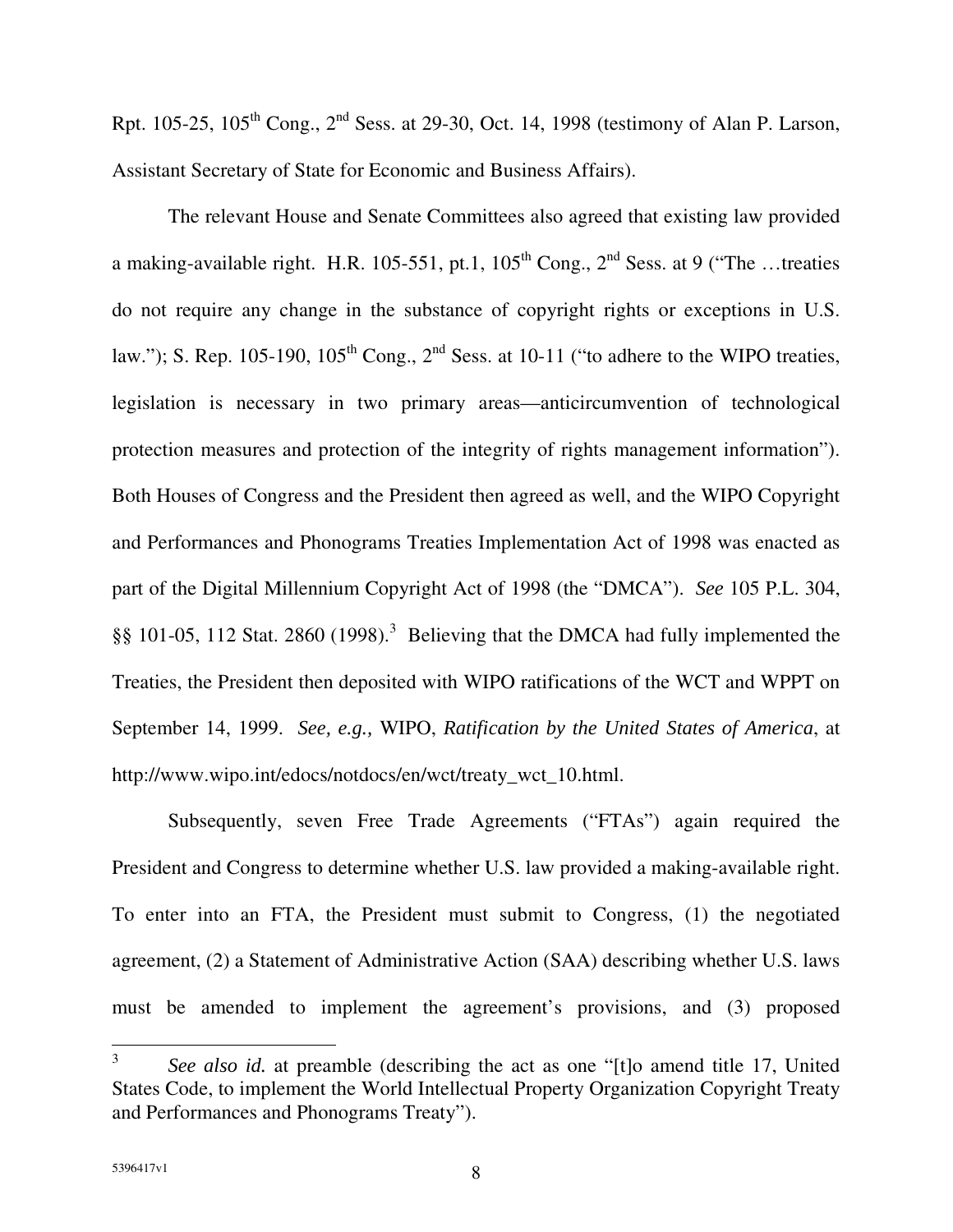Rpt. 105-25, 105th Cong., 2nd Sess. at 29-30, Oct. 14, 1998 (testimony of Alan P. Larson, Assistant Secretary of State for Economic and Business Affairs).

The relevant House and Senate Committees also agreed that existing law provided a making-available right. H.R. 105-551, pt.1, 105th Cong., 2nd Sess. at 9 ("The …treaties do not require any change in the substance of copyright rights or exceptions in U.S. law."); S. Rep. 105-190, 105th Cong., 2nd Sess. at 10-11 ("to adhere to the WIPO treaties, legislation is necessary in two primary areas—anticircumvention of technological protection measures and protection of the integrity of rights management information"). Both Houses of Congress and the President then agreed as well, and the WIPO Copyright and Performances and Phonograms Treaties Implementation Act of 1998 was enacted as part of the Digital Millennium Copyright Act of 1998 (the "DMCA"). *See* 105 P.L. 304, §§ 101-05, 112 Stat. 2860 (1998).[3] Believing that the DMCA had fully implemented the Treaties, the President then deposited with WIPO ratifications of the WCT and WPPT on September 14, 1999. *See, e.g.,* WIPO, *Ratification by the United States of America*, at http://www.wipo.int/edocs/notdocs/en/wct/treaty_wct_10.html.

Subsequently, seven Free Trade Agreements ("FTAs") again required the President and Congress to determine whether U.S. law provided a making-available right. To enter into an FTA, the President must submit to Congress, (1) the negotiated agreement, (2) a Statement of Administrative Action (SAA) describing whether U.S. laws must be amended to implement the agreement's provisions, and (3) proposed

---

[3] *See also id.* at preamble (describing the act as one "[t]o amend title 17, United States Code, to implement the World Intellectual Property Organization Copyright Treaty and Performances and Phonograms Treaty").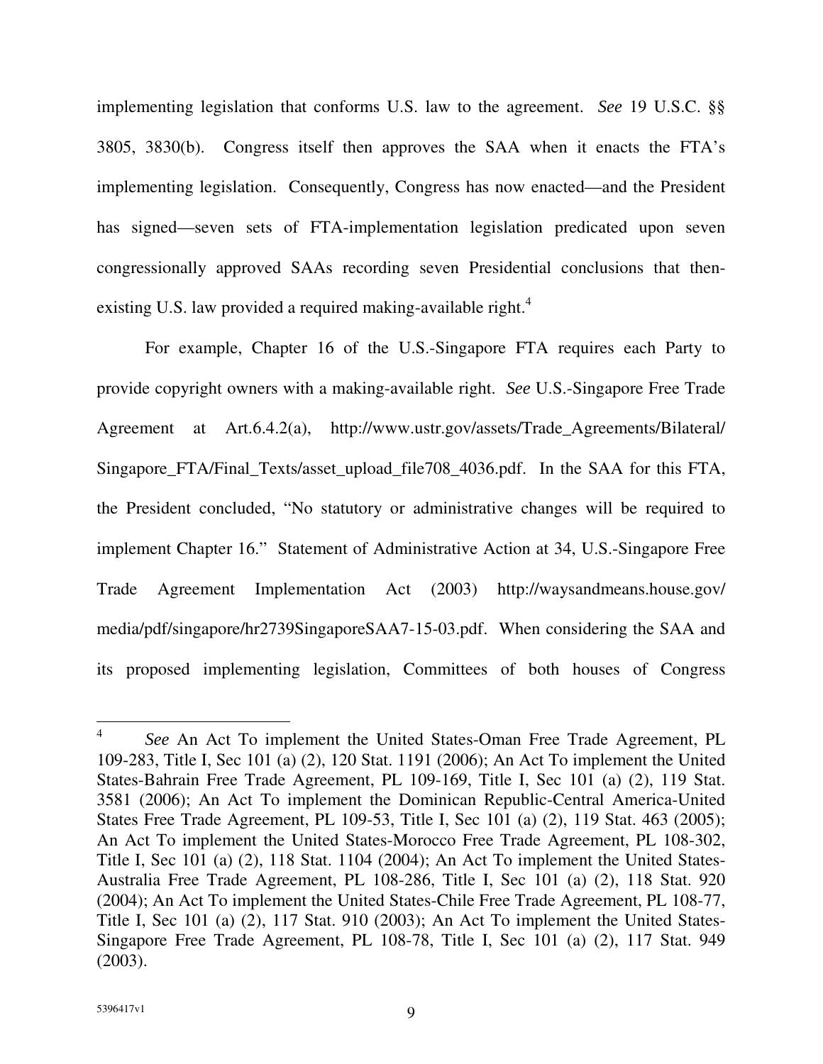implementing legislation that conforms U.S. law to the agreement. *See* 19 U.S.C. §§ 3805, 3830(b). Congress itself then approves the SAA when it enacts the FTA's implementing legislation. Consequently, Congress has now enacted—and the President has signed—seven sets of FTA-implementation legislation predicated upon seven congressionally approved SAAs recording seven Presidential conclusions that then-existing U.S. law provided a required making-available right.[4]

For example, Chapter 16 of the U.S.-Singapore FTA requires each Party to provide copyright owners with a making-available right. *See* U.S.-Singapore Free Trade Agreement at Art.6.4.2(a), http://www.ustr.gov/assets/Trade_Agreements/Bilateral/Singapore_FTA/Final_Texts/asset_upload_file708_4036.pdf. In the SAA for this FTA, the President concluded, "No statutory or administrative changes will be required to implement Chapter 16." Statement of Administrative Action at 34, U.S.-Singapore Free Trade Agreement Implementation Act (2003) http://waysandmeans.house.gov/media/pdf/singapore/hr2739SingaporeSAA7-15-03.pdf. When considering the SAA and its proposed implementing legislation, Committees of both houses of Congress

---

[4] *See* An Act To implement the United States-Oman Free Trade Agreement, PL 109-283, Title I, Sec 101 (a) (2), 120 Stat. 1191 (2006); An Act To implement the United States-Bahrain Free Trade Agreement, PL 109-169, Title I, Sec 101 (a) (2), 119 Stat. 3581 (2006); An Act To implement the Dominican Republic-Central America-United States Free Trade Agreement, PL 109-53, Title I, Sec 101 (a) (2), 119 Stat. 463 (2005); An Act To implement the United States-Morocco Free Trade Agreement, PL 108-302, Title I, Sec 101 (a) (2), 118 Stat. 1104 (2004); An Act To implement the United States-Australia Free Trade Agreement, PL 108-286, Title I, Sec 101 (a) (2), 118 Stat. 920 (2004); An Act To implement the United States-Chile Free Trade Agreement, PL 108-77, Title I, Sec 101 (a) (2), 117 Stat. 910 (2003); An Act To implement the United States-Singapore Free Trade Agreement, PL 108-78, Title I, Sec 101 (a) (2), 117 Stat. 949 (2003).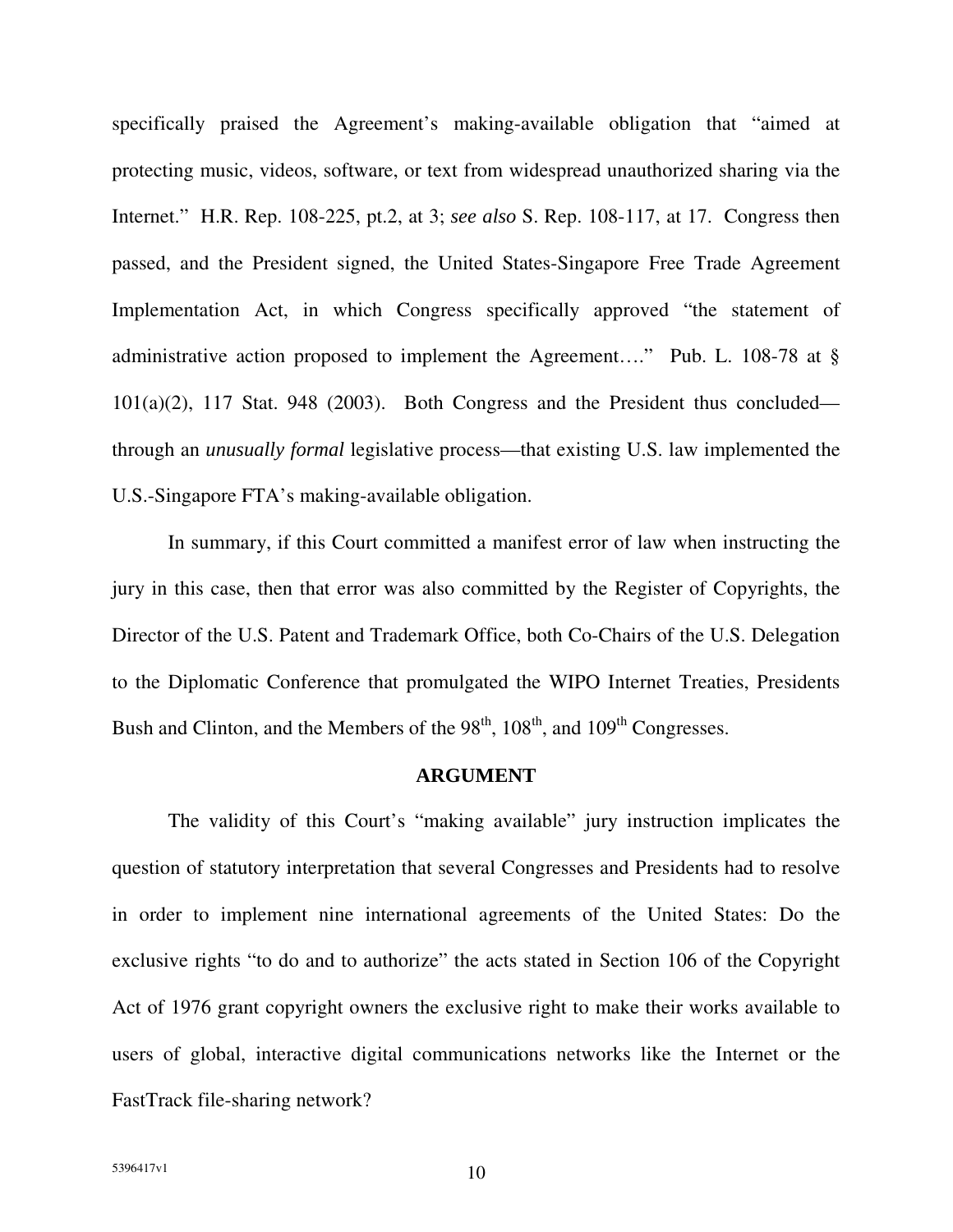specifically praised the Agreement's making-available obligation that "aimed at protecting music, videos, software, or text from widespread unauthorized sharing via the Internet." H.R. Rep. 108-225, pt.2, at 3; *see also* S. Rep. 108-117, at 17. Congress then passed, and the President signed, the United States-Singapore Free Trade Agreement Implementation Act, in which Congress specifically approved "the statement of administrative action proposed to implement the Agreement…." Pub. L. 108-78 at § 101(a)(2), 117 Stat. 948 (2003). Both Congress and the President thus concluded—through an *unusually formal* legislative process—that existing U.S. law implemented the U.S.-Singapore FTA's making-available obligation.

In summary, if this Court committed a manifest error of law when instructing the jury in this case, then that error was also committed by the Register of Copyrights, the Director of the U.S. Patent and Trademark Office, both Co-Chairs of the U.S. Delegation to the Diplomatic Conference that promulgated the WIPO Internet Treaties, Presidents Bush and Clinton, and the Members of the 98th, 108th, and 109th Congresses.

## ARGUMENT

The validity of this Court's "making available" jury instruction implicates the question of statutory interpretation that several Congresses and Presidents had to resolve in order to implement nine international agreements of the United States: Do the exclusive rights "to do and to authorize" the acts stated in Section 106 of the Copyright Act of 1976 grant copyright owners the exclusive right to make their works available to users of global, interactive digital communications networks like the Internet or the FastTrack file-sharing network?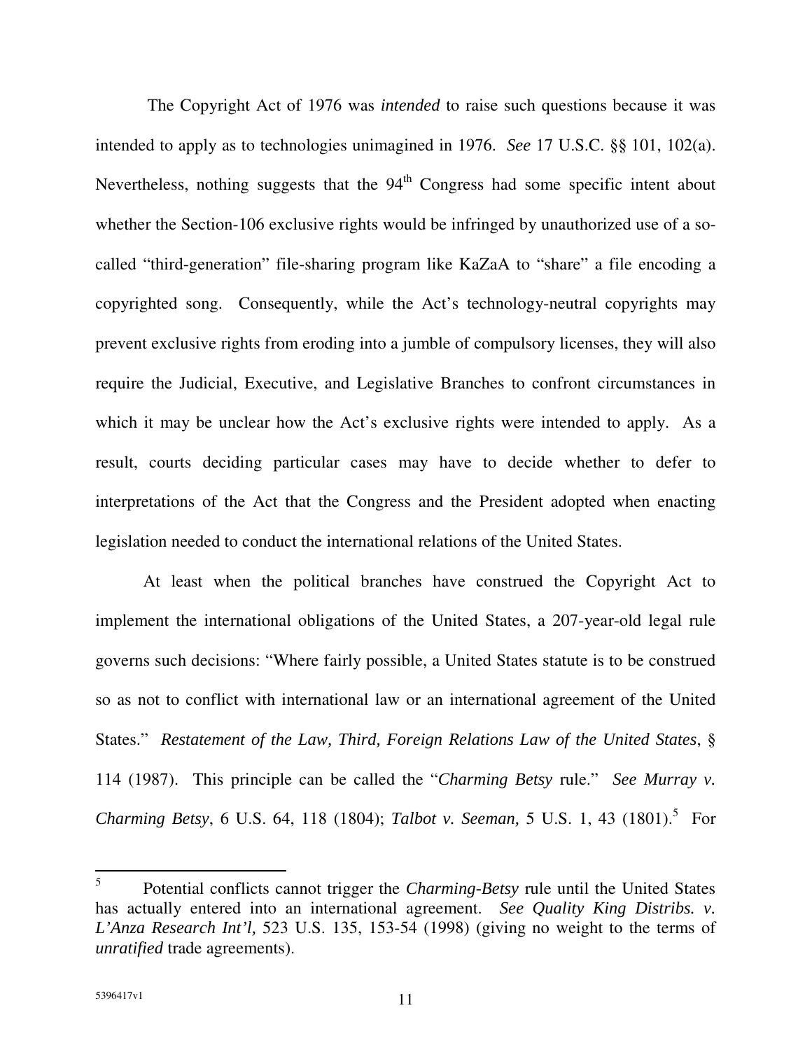The Copyright Act of 1976 was *intended* to raise such questions because it was intended to apply as to technologies unimagined in 1976. *See* 17 U.S.C. §§ 101, 102(a). Nevertheless, nothing suggests that the 94th Congress had some specific intent about whether the Section-106 exclusive rights would be infringed by unauthorized use of a so-called "third-generation" file-sharing program like KaZaA to "share" a file encoding a copyrighted song. Consequently, while the Act's technology-neutral copyrights may prevent exclusive rights from eroding into a jumble of compulsory licenses, they will also require the Judicial, Executive, and Legislative Branches to confront circumstances in which it may be unclear how the Act's exclusive rights were intended to apply. As a result, courts deciding particular cases may have to decide whether to defer to interpretations of the Act that the Congress and the President adopted when enacting legislation needed to conduct the international relations of the United States.

At least when the political branches have construed the Copyright Act to implement the international obligations of the United States, a 207-year-old legal rule governs such decisions: "Where fairly possible, a United States statute is to be construed so as not to conflict with international law or an international agreement of the United States." *Restatement of the Law, Third, Foreign Relations Law of the United States*, § 114 (1987). This principle can be called the "*Charming Betsy* rule." *See Murray v. Charming Betsy*, 6 U.S. 64, 118 (1804); *Talbot v. Seeman,* 5 U.S. 1, 43 (1801).[5] For

[5] Potential conflicts cannot trigger the *Charming-Betsy* rule until the United States has actually entered into an international agreement. *See Quality King Distribs. v. L'Anza Research Int'l,* 523 U.S. 135, 153-54 (1998) (giving no weight to the terms of *unratified* trade agreements).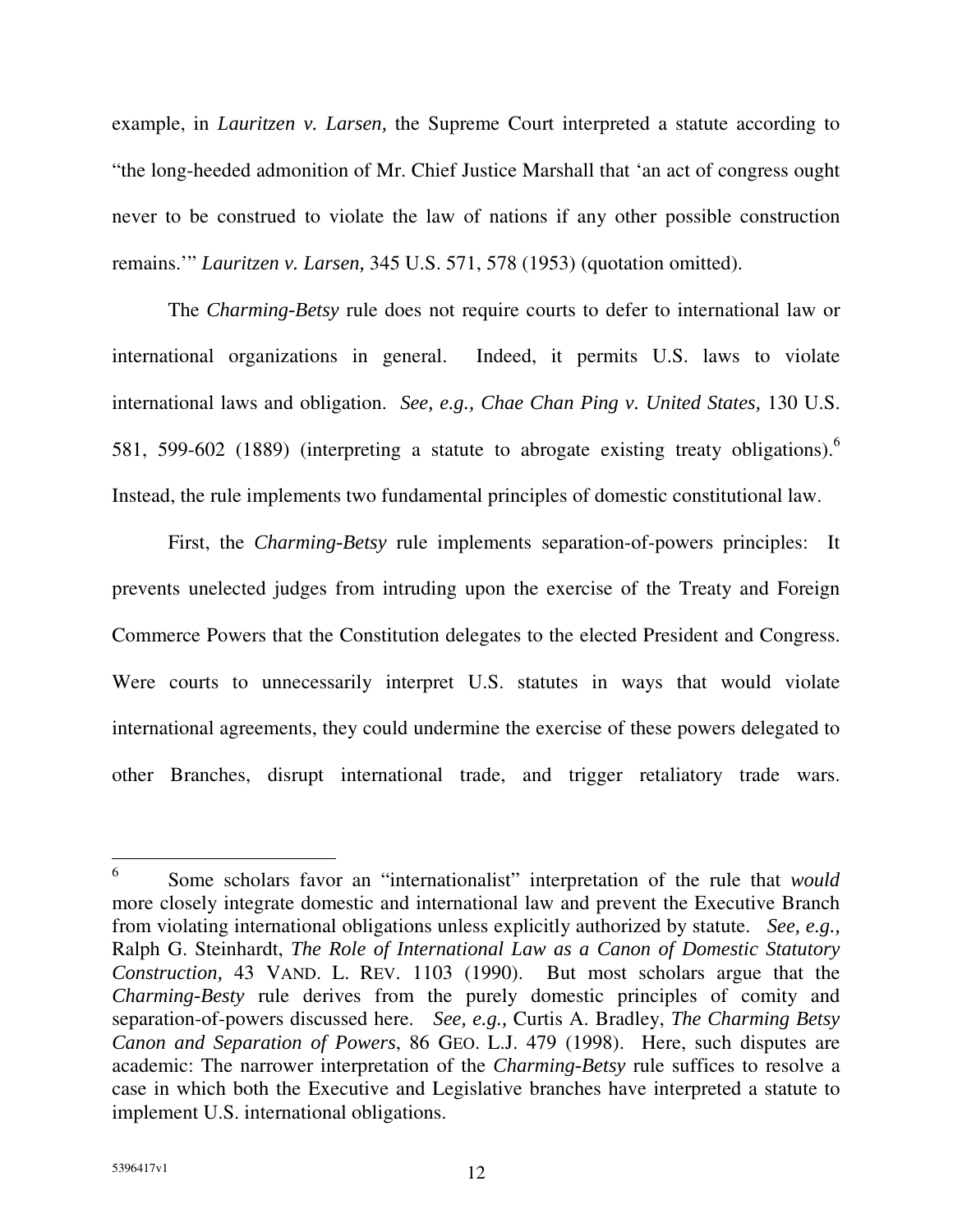example, in *Lauritzen v. Larsen,* the Supreme Court interpreted a statute according to "the long-heeded admonition of Mr. Chief Justice Marshall that 'an act of congress ought never to be construed to violate the law of nations if any other possible construction remains.'" *Lauritzen v. Larsen,* 345 U.S. 571, 578 (1953) (quotation omitted).

The *Charming-Betsy* rule does not require courts to defer to international law or international organizations in general. Indeed, it permits U.S. laws to violate international laws and obligation. *See, e.g., Chae Chan Ping v. United States,* 130 U.S. 581, 599-602 (1889) (interpreting a statute to abrogate existing treaty obligations).[6] Instead, the rule implements two fundamental principles of domestic constitutional law.

First, the *Charming-Betsy* rule implements separation-of-powers principles: It prevents unelected judges from intruding upon the exercise of the Treaty and Foreign Commerce Powers that the Constitution delegates to the elected President and Congress. Were courts to unnecessarily interpret U.S. statutes in ways that would violate international agreements, they could undermine the exercise of these powers delegated to other Branches, disrupt international trade, and trigger retaliatory trade wars.

---

[6] Some scholars favor an "internationalist" interpretation of the rule that *would* more closely integrate domestic and international law and prevent the Executive Branch from violating international obligations unless explicitly authorized by statute. *See, e.g.,* Ralph G. Steinhardt, *The Role of International Law as a Canon of Domestic Statutory Construction,* 43 VAND. L. REV. 1103 (1990). But most scholars argue that the *Charming-Besty* rule derives from the purely domestic principles of comity and separation-of-powers discussed here. *See, e.g.,* Curtis A. Bradley, *The Charming Betsy Canon and Separation of Powers*, 86 GEO. L.J. 479 (1998). Here, such disputes are academic: The narrower interpretation of the *Charming-Betsy* rule suffices to resolve a case in which both the Executive and Legislative branches have interpreted a statute to implement U.S. international obligations.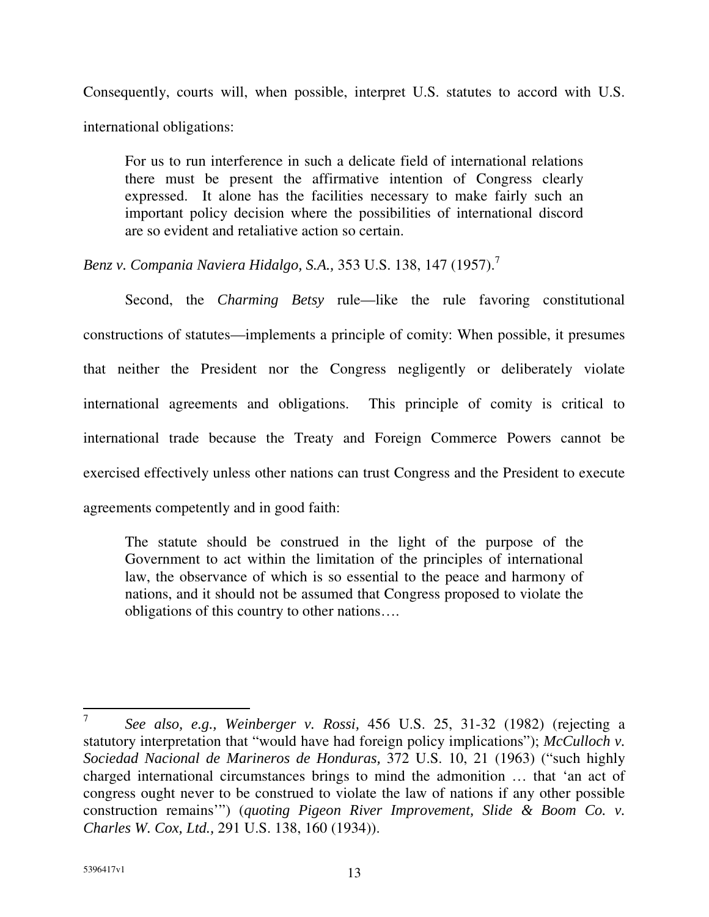Consequently, courts will, when possible, interpret U.S. statutes to accord with U.S. international obligations:

> For us to run interference in such a delicate field of international relations there must be present the affirmative intention of Congress clearly expressed. It alone has the facilities necessary to make fairly such an important policy decision where the possibilities of international discord are so evident and retaliative action so certain.

*Benz v. Compania Naviera Hidalgo, S.A.,* 353 U.S. 138, 147 (1957).[7]

Second, the *Charming Betsy* rule—like the rule favoring constitutional constructions of statutes—implements a principle of comity: When possible, it presumes that neither the President nor the Congress negligently or deliberately violate international agreements and obligations. This principle of comity is critical to international trade because the Treaty and Foreign Commerce Powers cannot be exercised effectively unless other nations can trust Congress and the President to execute agreements competently and in good faith:

> The statute should be construed in the light of the purpose of the Government to act within the limitation of the principles of international law, the observance of which is so essential to the peace and harmony of nations, and it should not be assumed that Congress proposed to violate the obligations of this country to other nations….

---

[7] *See also, e.g., Weinberger v. Rossi,* 456 U.S. 25, 31-32 (1982) (rejecting a statutory interpretation that "would have had foreign policy implications"); *McCulloch v. Sociedad Nacional de Marineros de Honduras,* 372 U.S. 10, 21 (1963) ("such highly charged international circumstances brings to mind the admonition … that 'an act of congress ought never to be construed to violate the law of nations if any other possible construction remains'") (*quoting Pigeon River Improvement, Slide & Boom Co. v. Charles W. Cox, Ltd.,* 291 U.S. 138, 160 (1934)).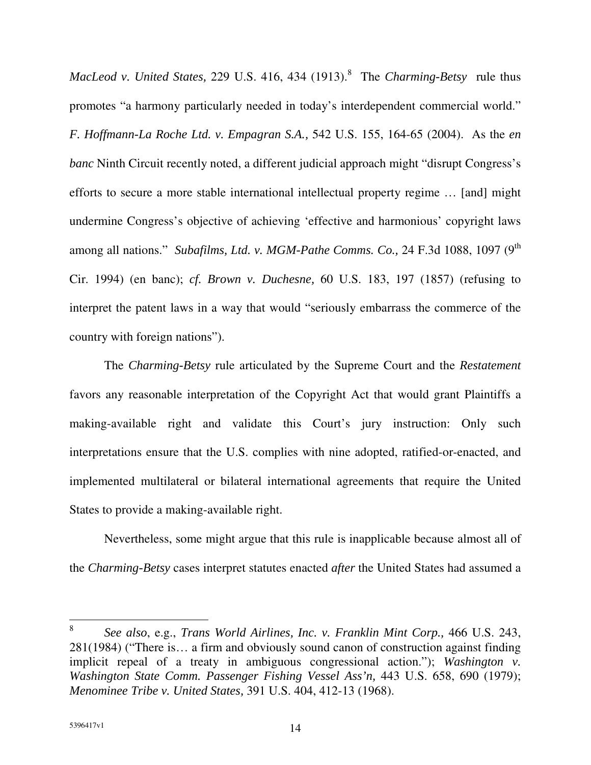*MacLeod v. United States,* 229 U.S. 416, 434 (1913).[8] The *Charming-Betsy* rule thus promotes "a harmony particularly needed in today's interdependent commercial world." *F. Hoffmann-La Roche Ltd. v. Empagran S.A.,* 542 U.S. 155, 164-65 (2004). As the *en banc* Ninth Circuit recently noted, a different judicial approach might "disrupt Congress's efforts to secure a more stable international intellectual property regime … [and] might undermine Congress's objective of achieving 'effective and harmonious' copyright laws among all nations." *Subafilms, Ltd. v. MGM-Pathe Comms. Co.,* 24 F.3d 1088, 1097 (9th Cir. 1994) (en banc); *cf. Brown v. Duchesne,* 60 U.S. 183, 197 (1857) (refusing to interpret the patent laws in a way that would "seriously embarrass the commerce of the country with foreign nations").

The *Charming-Betsy* rule articulated by the Supreme Court and the *Restatement* favors any reasonable interpretation of the Copyright Act that would grant Plaintiffs a making-available right and validate this Court's jury instruction: Only such interpretations ensure that the U.S. complies with nine adopted, ratified-or-enacted, and implemented multilateral or bilateral international agreements that require the United States to provide a making-available right.

Nevertheless, some might argue that this rule is inapplicable because almost all of the *Charming-Betsy* cases interpret statutes enacted *after* the United States had assumed a

---

[8] *See also*, e.g., *Trans World Airlines, Inc. v. Franklin Mint Corp.,* 466 U.S. 243, 281(1984) ("There is… a firm and obviously sound canon of construction against finding implicit repeal of a treaty in ambiguous congressional action."); *Washington v. Washington State Comm. Passenger Fishing Vessel Ass'n,* 443 U.S. 658, 690 (1979); *Menominee Tribe v. United States,* 391 U.S. 404, 412-13 (1968).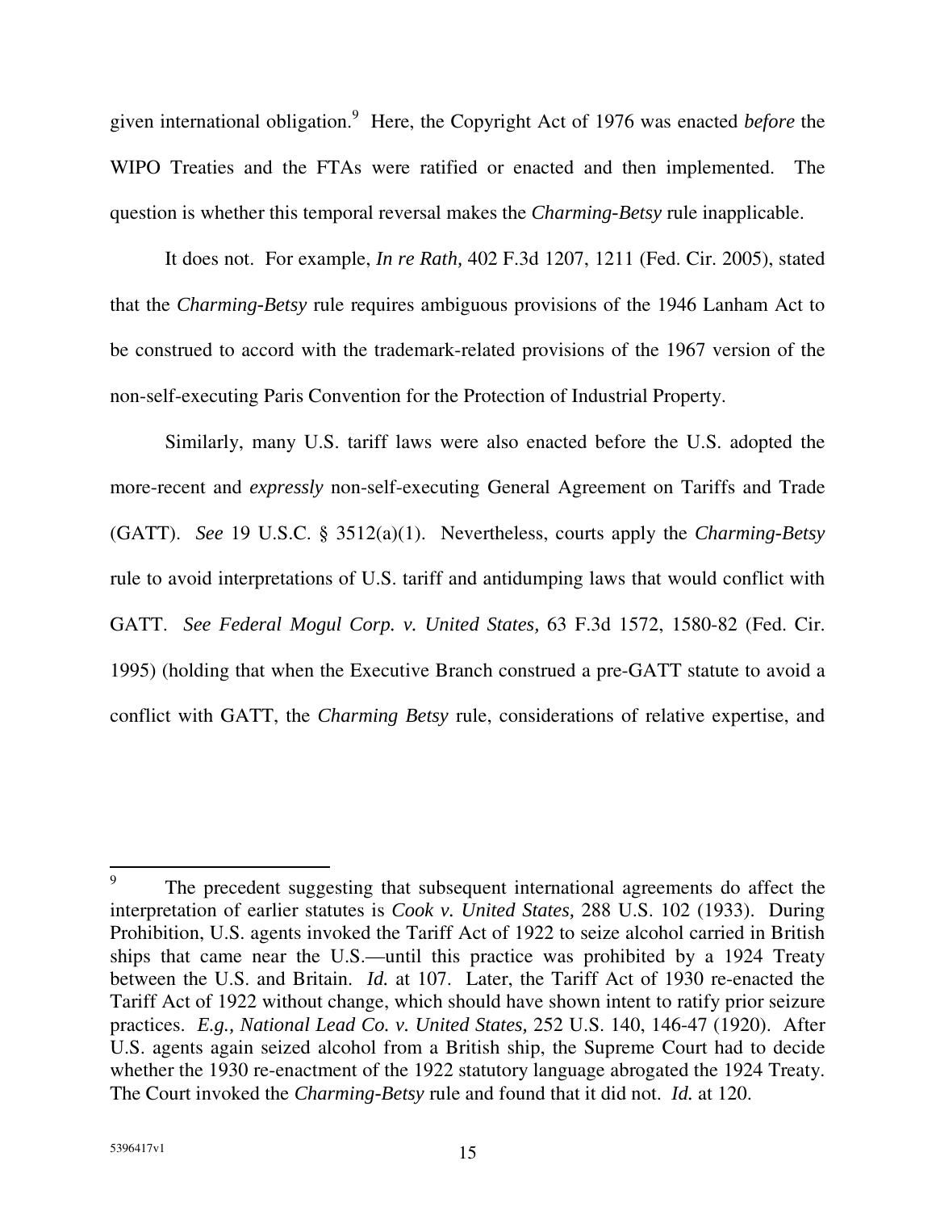given international obligation.[9] Here, the Copyright Act of 1976 was enacted *before* the WIPO Treaties and the FTAs were ratified or enacted and then implemented. The question is whether this temporal reversal makes the *Charming-Betsy* rule inapplicable.

It does not. For example, *In re Rath,* 402 F.3d 1207, 1211 (Fed. Cir. 2005), stated that the *Charming-Betsy* rule requires ambiguous provisions of the 1946 Lanham Act to be construed to accord with the trademark-related provisions of the 1967 version of the non-self-executing Paris Convention for the Protection of Industrial Property.

Similarly, many U.S. tariff laws were also enacted before the U.S. adopted the more-recent and *expressly* non-self-executing General Agreement on Tariffs and Trade (GATT). *See* 19 U.S.C. § 3512(a)(1). Nevertheless, courts apply the *Charming-Betsy* rule to avoid interpretations of U.S. tariff and antidumping laws that would conflict with GATT. *See Federal Mogul Corp. v. United States,* 63 F.3d 1572, 1580-82 (Fed. Cir. 1995) (holding that when the Executive Branch construed a pre-GATT statute to avoid a conflict with GATT, the *Charming Betsy* rule, considerations of relative expertise, and

---

[9] The precedent suggesting that subsequent international agreements do affect the interpretation of earlier statutes is *Cook v. United States,* 288 U.S. 102 (1933). During Prohibition, U.S. agents invoked the Tariff Act of 1922 to seize alcohol carried in British ships that came near the U.S.—until this practice was prohibited by a 1924 Treaty between the U.S. and Britain. *Id.* at 107. Later, the Tariff Act of 1930 re-enacted the Tariff Act of 1922 without change, which should have shown intent to ratify prior seizure practices. *E.g., National Lead Co. v. United States,* 252 U.S. 140, 146-47 (1920). After U.S. agents again seized alcohol from a British ship, the Supreme Court had to decide whether the 1930 re-enactment of the 1922 statutory language abrogated the 1924 Treaty. The Court invoked the *Charming-Betsy* rule and found that it did not. *Id.* at 120.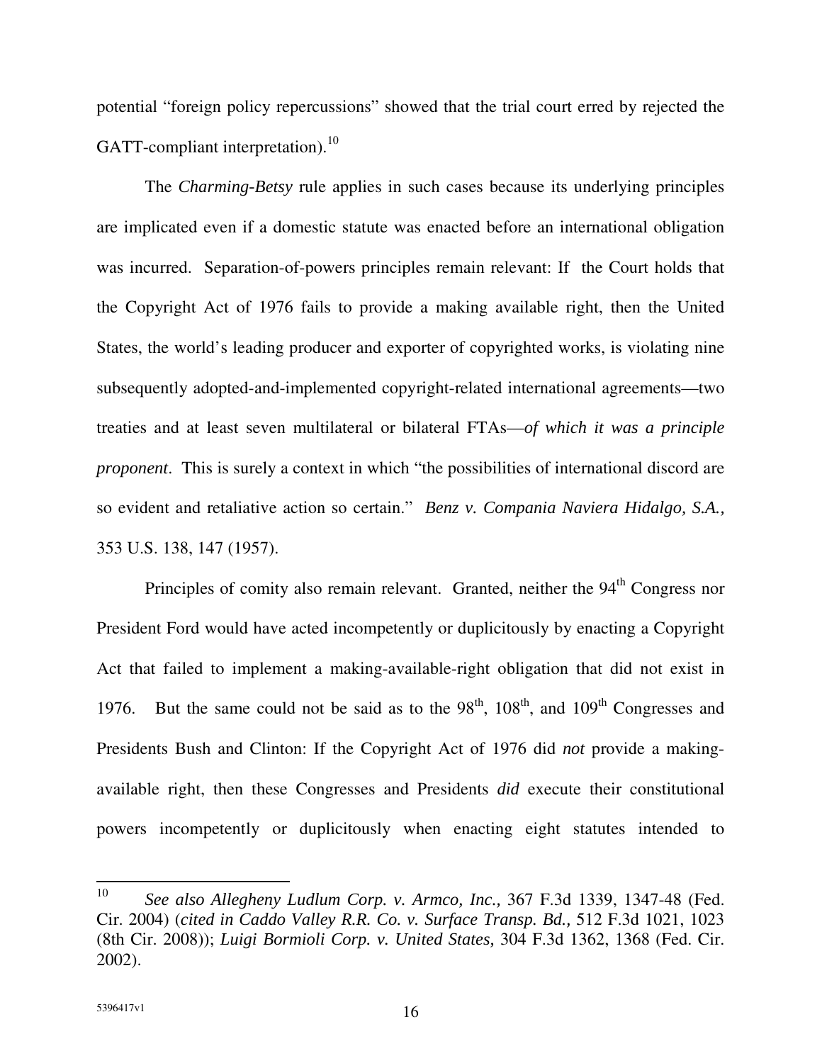potential "foreign policy repercussions" showed that the trial court erred by rejected the GATT-compliant interpretation).[10]

The *Charming-Betsy* rule applies in such cases because its underlying principles are implicated even if a domestic statute was enacted before an international obligation was incurred. Separation-of-powers principles remain relevant: If the Court holds that the Copyright Act of 1976 fails to provide a making available right, then the United States, the world's leading producer and exporter of copyrighted works, is violating nine subsequently adopted-and-implemented copyright-related international agreements—two treaties and at least seven multilateral or bilateral FTAs—*of which it was a principle proponent*. This is surely a context in which "the possibilities of international discord are so evident and retaliative action so certain." *Benz v. Compania Naviera Hidalgo, S.A.,* 353 U.S. 138, 147 (1957).

Principles of comity also remain relevant. Granted, neither the 94th Congress nor President Ford would have acted incompetently or duplicitously by enacting a Copyright Act that failed to implement a making-available-right obligation that did not exist in 1976. But the same could not be said as to the 98th, 108th, and 109th Congresses and Presidents Bush and Clinton: If the Copyright Act of 1976 did *not* provide a making-available right, then these Congresses and Presidents *did* execute their constitutional powers incompetently or duplicitously when enacting eight statutes intended to

---

[10] *See also Allegheny Ludlum Corp. v. Armco, Inc.,* 367 F.3d 1339, 1347-48 (Fed. Cir. 2004) (*cited in Caddo Valley R.R. Co. v. Surface Transp. Bd.,* 512 F.3d 1021, 1023 (8th Cir. 2008)); *Luigi Bormioli Corp. v. United States,* 304 F.3d 1362, 1368 (Fed. Cir. 2002).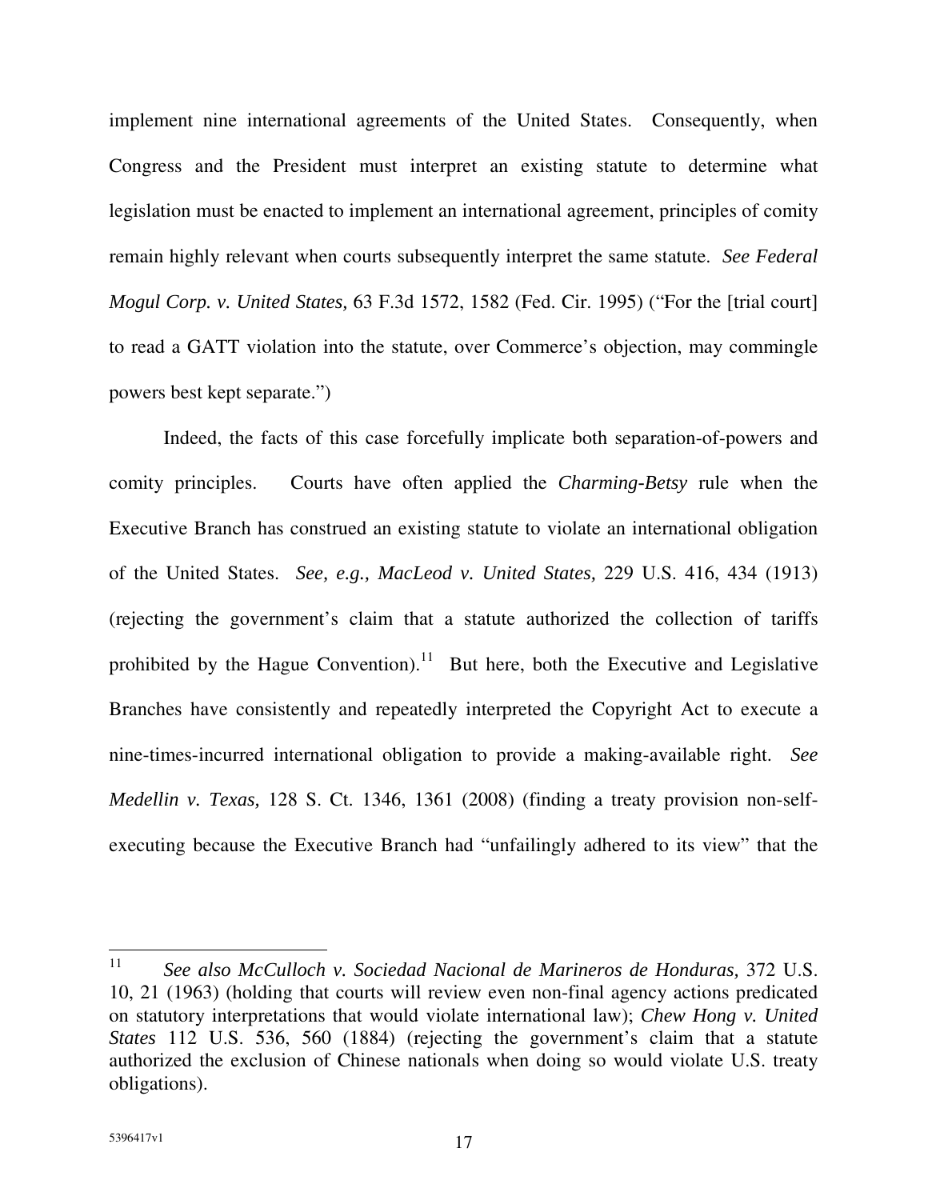implement nine international agreements of the United States. Consequently, when Congress and the President must interpret an existing statute to determine what legislation must be enacted to implement an international agreement, principles of comity remain highly relevant when courts subsequently interpret the same statute. *See Federal Mogul Corp. v. United States,* 63 F.3d 1572, 1582 (Fed. Cir. 1995) ("For the [trial court] to read a GATT violation into the statute, over Commerce's objection, may commingle powers best kept separate.")

Indeed, the facts of this case forcefully implicate both separation-of-powers and comity principles. Courts have often applied the *Charming-Betsy* rule when the Executive Branch has construed an existing statute to violate an international obligation of the United States. *See, e.g., MacLeod v. United States,* 229 U.S. 416, 434 (1913) (rejecting the government's claim that a statute authorized the collection of tariffs prohibited by the Hague Convention).[11] But here, both the Executive and Legislative Branches have consistently and repeatedly interpreted the Copyright Act to execute a nine-times-incurred international obligation to provide a making-available right. *See Medellin v. Texas,* 128 S. Ct. 1346, 1361 (2008) (finding a treaty provision non-self-executing because the Executive Branch had "unfailingly adhered to its view" that the

---

[11] *See also McCulloch v. Sociedad Nacional de Marineros de Honduras,* 372 U.S. 10, 21 (1963) (holding that courts will review even non-final agency actions predicated on statutory interpretations that would violate international law); *Chew Hong v. United States* 112 U.S. 536, 560 (1884) (rejecting the government's claim that a statute authorized the exclusion of Chinese nationals when doing so would violate U.S. treaty obligations).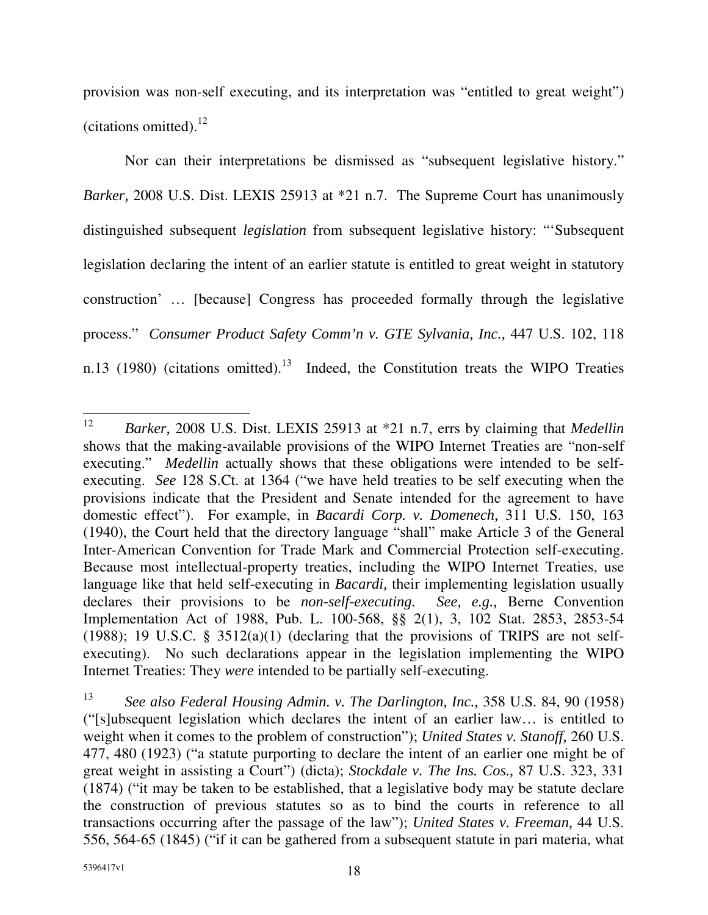provision was non-self executing, and its interpretation was "entitled to great weight") (citations omitted).[12]

Nor can their interpretations be dismissed as "subsequent legislative history." *Barker,* 2008 U.S. Dist. LEXIS 25913 at *21 n.7. The Supreme Court has unanimously distinguished subsequent *legislation* from subsequent legislative history: "'Subsequent legislation declaring the intent of an earlier statute is entitled to great weight in statutory construction' … [because] Congress has proceeded formally through the legislative process." *Consumer Product Safety Comm'n v. GTE Sylvania, Inc.,* 447 U.S. 102, 118 n.13 (1980) (citations omitted).[13] Indeed, the Constitution treats the WIPO Treaties

---

[12] *Barker,* 2008 U.S. Dist. LEXIS 25913 at *21 n.7, errs by claiming that *Medellin* shows that the making-available provisions of the WIPO Internet Treaties are "non-self executing." *Medellin* actually shows that these obligations were intended to be self-executing. *See* 128 S.Ct. at 1364 ("we have held treaties to be self executing when the provisions indicate that the President and Senate intended for the agreement to have domestic effect"). For example, in *Bacardi Corp. v. Domenech,* 311 U.S. 150, 163 (1940), the Court held that the directory language "shall" make Article 3 of the General Inter-American Convention for Trade Mark and Commercial Protection self-executing. Because most intellectual-property treaties, including the WIPO Internet Treaties, use language like that held self-executing in *Bacardi,* their implementing legislation usually declares their provisions to be *non-self-executing. See, e.g.,* Berne Convention Implementation Act of 1988, Pub. L. 100-568, §§ 2(1), 3, 102 Stat. 2853, 2853-54 (1988); 19 U.S.C. § 3512(a)(1) (declaring that the provisions of TRIPS are not self-executing). No such declarations appear in the legislation implementing the WIPO Internet Treaties: They *were* intended to be partially self-executing.

[13] *See also Federal Housing Admin. v. The Darlington, Inc.,* 358 U.S. 84, 90 (1958) ("[s]ubsequent legislation which declares the intent of an earlier law… is entitled to weight when it comes to the problem of construction"); *United States v. Stanoff,* 260 U.S. 477, 480 (1923) ("a statute purporting to declare the intent of an earlier one might be of great weight in assisting a Court") (dicta); *Stockdale v. The Ins. Cos.,* 87 U.S. 323, 331 (1874) ("it may be taken to be established, that a legislative body may be statute declare the construction of previous statutes so as to bind the courts in reference to all transactions occurring after the passage of the law"); *United States v. Freeman,* 44 U.S. 556, 564-65 (1845) ("if it can be gathered from a subsequent statute in pari materia, what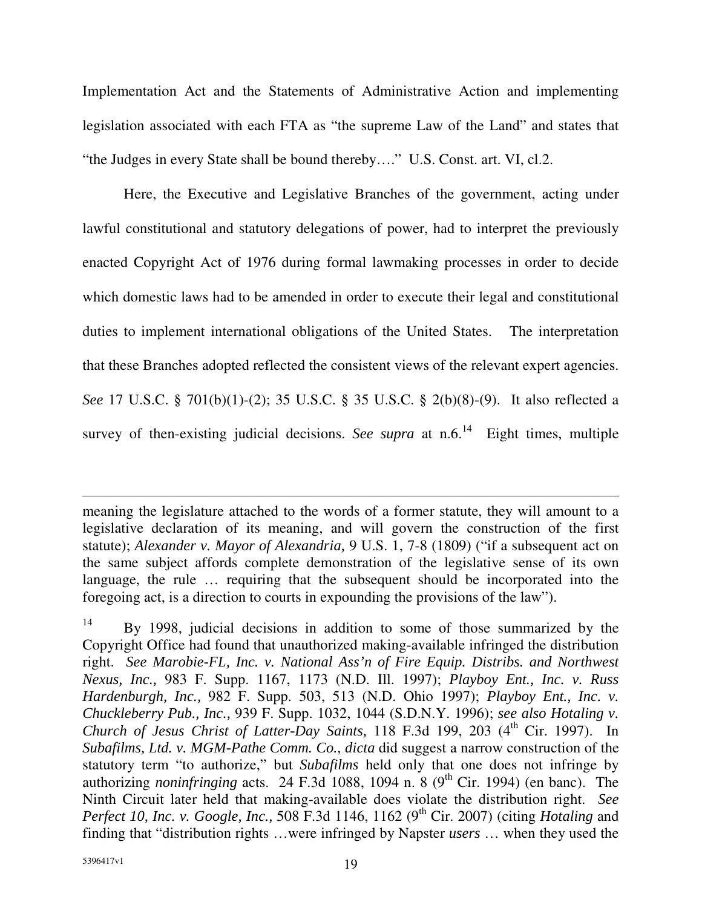Implementation Act and the Statements of Administrative Action and implementing legislation associated with each FTA as "the supreme Law of the Land" and states that "the Judges in every State shall be bound thereby…." U.S. Const. art. VI, cl.2.

Here, the Executive and Legislative Branches of the government, acting under lawful constitutional and statutory delegations of power, had to interpret the previously enacted Copyright Act of 1976 during formal lawmaking processes in order to decide which domestic laws had to be amended in order to execute their legal and constitutional duties to implement international obligations of the United States. The interpretation that these Branches adopted reflected the consistent views of the relevant expert agencies. *See* 17 U.S.C. § 701(b)(1)-(2); 35 U.S.C. § 35 U.S.C. § 2(b)(8)-(9). It also reflected a survey of then-existing judicial decisions. *See supra* at n.6.[14] Eight times, multiple

---

meaning the legislature attached to the words of a former statute, they will amount to a legislative declaration of its meaning, and will govern the construction of the first statute); *Alexander v. Mayor of Alexandria,* 9 U.S. 1, 7-8 (1809) ("if a subsequent act on the same subject affords complete demonstration of the legislative sense of its own language, the rule … requiring that the subsequent should be incorporated into the foregoing act, is a direction to courts in expounding the provisions of the law").

[14] By 1998, judicial decisions in addition to some of those summarized by the Copyright Office had found that unauthorized making-available infringed the distribution right. *See Marobie-FL, Inc. v. National Ass'n of Fire Equip. Distribs. and Northwest Nexus, Inc.,* 983 F. Supp. 1167, 1173 (N.D. Ill. 1997); *Playboy Ent., Inc. v. Russ Hardenburgh, Inc.,* 982 F. Supp. 503, 513 (N.D. Ohio 1997); *Playboy Ent., Inc. v. Chuckleberry Pub., Inc.,* 939 F. Supp. 1032, 1044 (S.D.N.Y. 1996); *see also Hotaling v. Church of Jesus Christ of Latter-Day Saints,* 118 F.3d 199, 203 (4th Cir. 1997). In *Subafilms, Ltd. v. MGM-Pathe Comm. Co.*, *dicta* did suggest a narrow construction of the statutory term "to authorize," but *Subafilms* held only that one does not infringe by authorizing *noninfringing* acts. 24 F.3d 1088, 1094 n. 8 (9th Cir. 1994) (en banc). The Ninth Circuit later held that making-available does violate the distribution right. *See Perfect 10, Inc. v. Google, Inc.,* 508 F.3d 1146, 1162 (9th Cir. 2007) (citing *Hotaling* and finding that "distribution rights …were infringed by Napster *users* … when they used the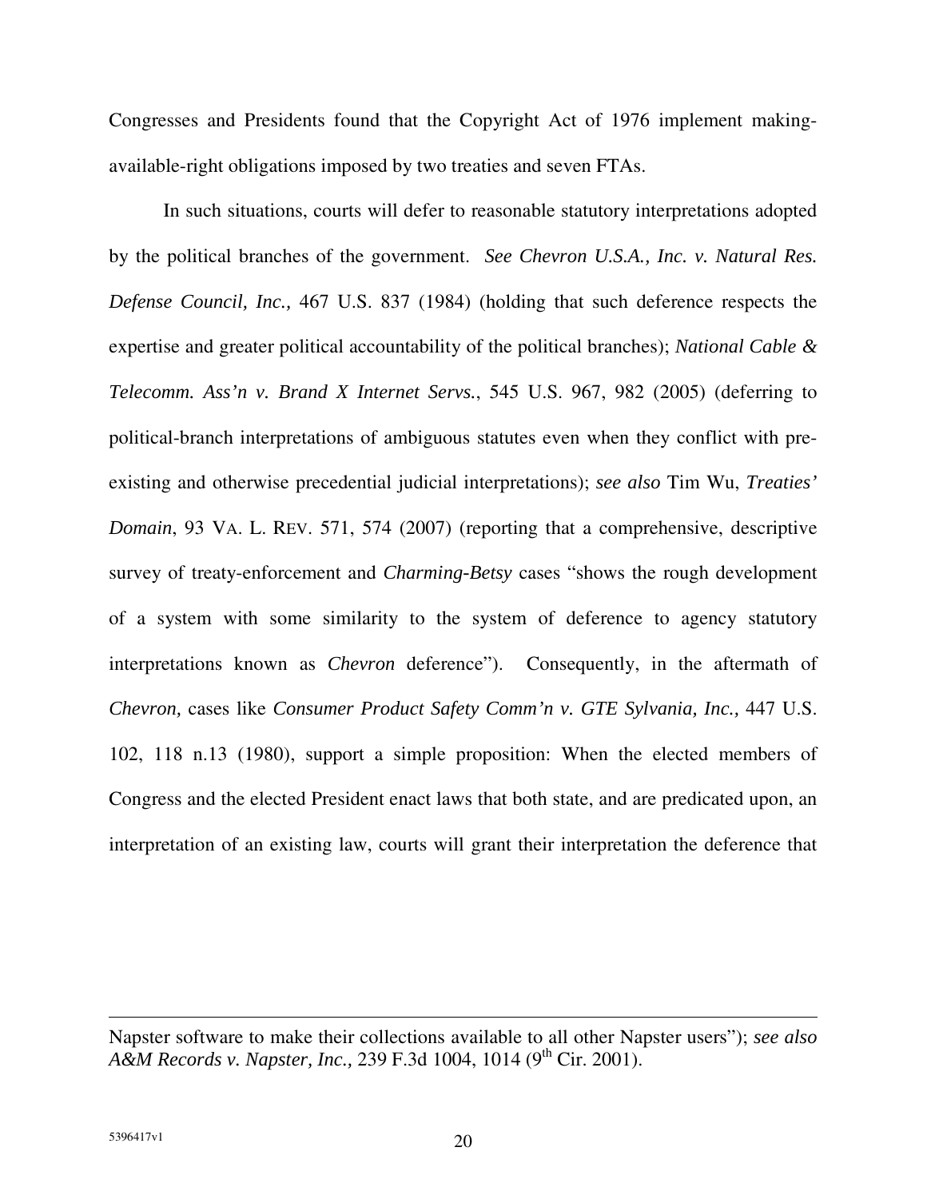Congresses and Presidents found that the Copyright Act of 1976 implement making-available-right obligations imposed by two treaties and seven FTAs.

In such situations, courts will defer to reasonable statutory interpretations adopted by the political branches of the government. *See Chevron U.S.A., Inc. v. Natural Res. Defense Council, Inc.,* 467 U.S. 837 (1984) (holding that such deference respects the expertise and greater political accountability of the political branches); *National Cable & Telecomm. Ass'n v. Brand X Internet Servs.*, 545 U.S. 967, 982 (2005) (deferring to political-branch interpretations of ambiguous statutes even when they conflict with pre-existing and otherwise precedential judicial interpretations); *see also* Tim Wu, *Treaties' Domain*, 93 VA. L. REV. 571, 574 (2007) (reporting that a comprehensive, descriptive survey of treaty-enforcement and *Charming-Betsy* cases "shows the rough development of a system with some similarity to the system of deference to agency statutory interpretations known as *Chevron* deference"). Consequently, in the aftermath of *Chevron,* cases like *Consumer Product Safety Comm'n v. GTE Sylvania, Inc.,* 447 U.S. 102, 118 n.13 (1980), support a simple proposition: When the elected members of Congress and the elected President enact laws that both state, and are predicated upon, an interpretation of an existing law, courts will grant their interpretation the deference that

---

Napster software to make their collections available to all other Napster users"); *see also A&M Records v. Napster, Inc.,* 239 F.3d 1004, 1014 (9th Cir. 2001).

5396417v1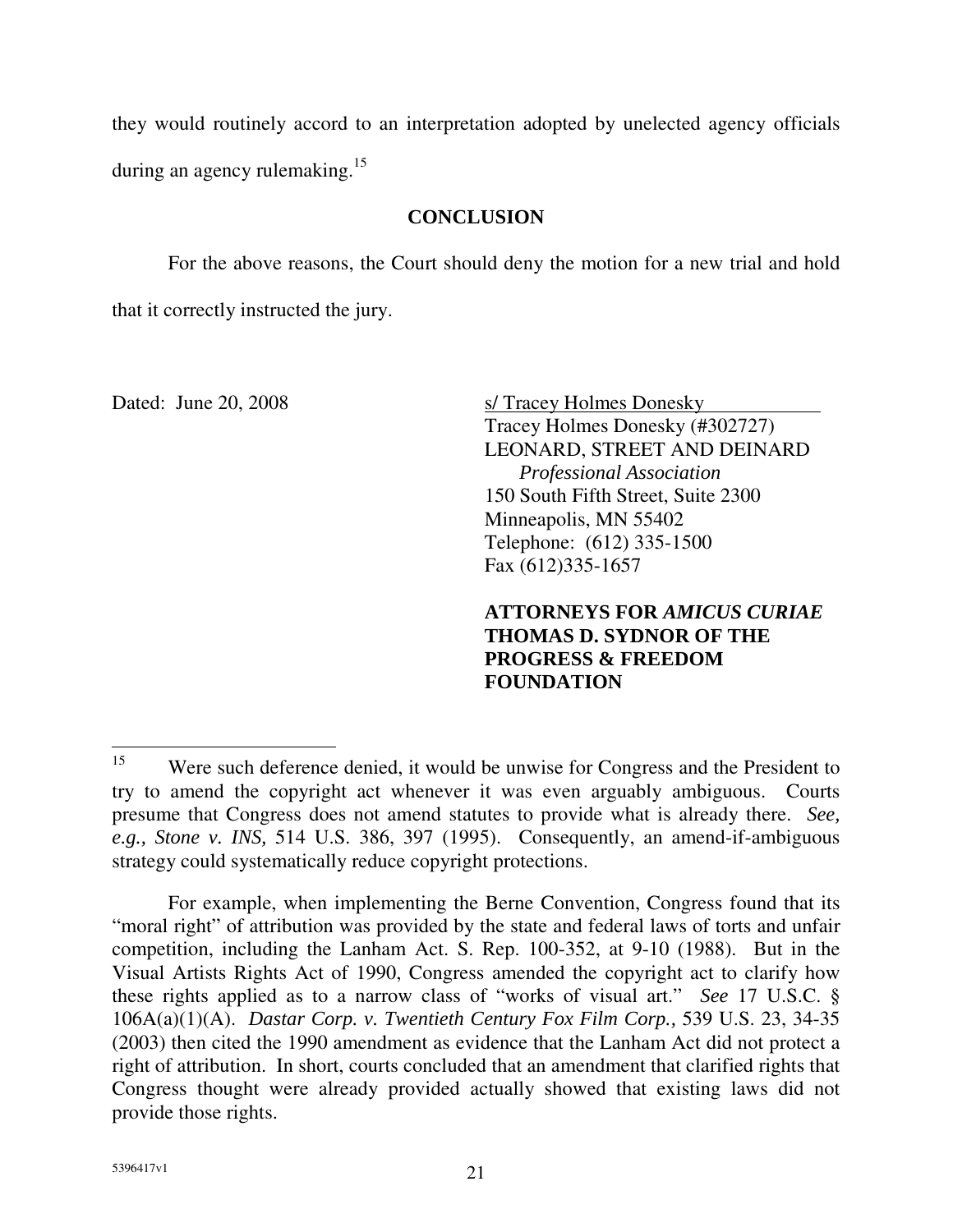they would routinely accord to an interpretation adopted by unelected agency officials during an agency rulemaking.[15]

## CONCLUSION

For the above reasons, the Court should deny the motion for a new trial and hold that it correctly instructed the jury.

Dated: June 20, 2008

s/ Tracey Holmes Donesky
Tracey Holmes Donesky (#302727)
LEONARD, STREET AND DEINARD
*Professional Association*
150 South Fifth Street, Suite 2300
Minneapolis, MN 55402
Telephone: (612) 335-1500
Fax (612)335-1657

**ATTORNEYS FOR *AMICUS CURIAE* THOMAS D. SYDNOR OF THE PROGRESS & FREEDOM FOUNDATION**

---

[15] Were such deference denied, it would be unwise for Congress and the President to try to amend the copyright act whenever it was even arguably ambiguous. Courts presume that Congress does not amend statutes to provide what is already there. *See, e.g., Stone v. INS,* 514 U.S. 386, 397 (1995). Consequently, an amend-if-ambiguous strategy could systematically reduce copyright protections.

For example, when implementing the Berne Convention, Congress found that its "moral right" of attribution was provided by the state and federal laws of torts and unfair competition, including the Lanham Act. S. Rep. 100-352, at 9-10 (1988). But in the Visual Artists Rights Act of 1990, Congress amended the copyright act to clarify how these rights applied as to a narrow class of "works of visual art." *See* 17 U.S.C. § 106A(a)(1)(A). *Dastar Corp. v. Twentieth Century Fox Film Corp.,* 539 U.S. 23, 34-35 (2003) then cited the 1990 amendment as evidence that the Lanham Act did not protect a right of attribution. In short, courts concluded that an amendment that clarified rights that Congress thought were already provided actually showed that existing laws did not provide those rights.